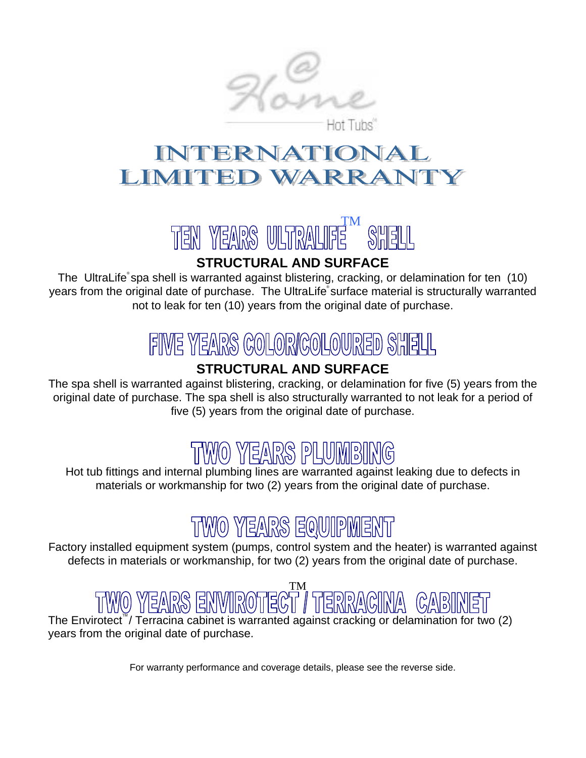@Home Hot Tubs™

# INTERNATIONAL LIMITED WARRANTY

## TEN YEARS ULTRALIFE™ SHELL

**STRUCTURAL AND SURFACE**

The UltraLife® spa shell is warranted against blistering, cracking, or delamination for ten (10) years from the original date of purchase. The UltraLife® surface material is structurally warranted not to leak for ten (10) years from the original date of purchase.

## FIVE YEARS COLOR/COLOURED SHELL

**STRUCTURAL AND SURFACE**

The spa shell is warranted against blistering, cracking, or delamination for five (5) years from the original date of purchase. The spa shell is also structurally warranted to not leak for a period of five (5) years from the original date of purchase.

## TWO YEARS PLUMBING

Hot tub fittings and internal plumbing lines are warranted against leaking due to defects in materials or workmanship for two (2) years from the original date of purchase.

## TWO YEARS EQUIPMENT

Factory installed equipment system (pumps, control system and the heater) is warranted against defects in materials or workmanship, for two (2) years from the original date of purchase.

## TWO YEARS ENVIROTECT™ / TERRACINA CABINET

The Envirotect™ / Terracina cabinet is warranted against cracking or delamination for two (2) years from the original date of purchase.

For warranty performance and coverage details, please see the reverse side.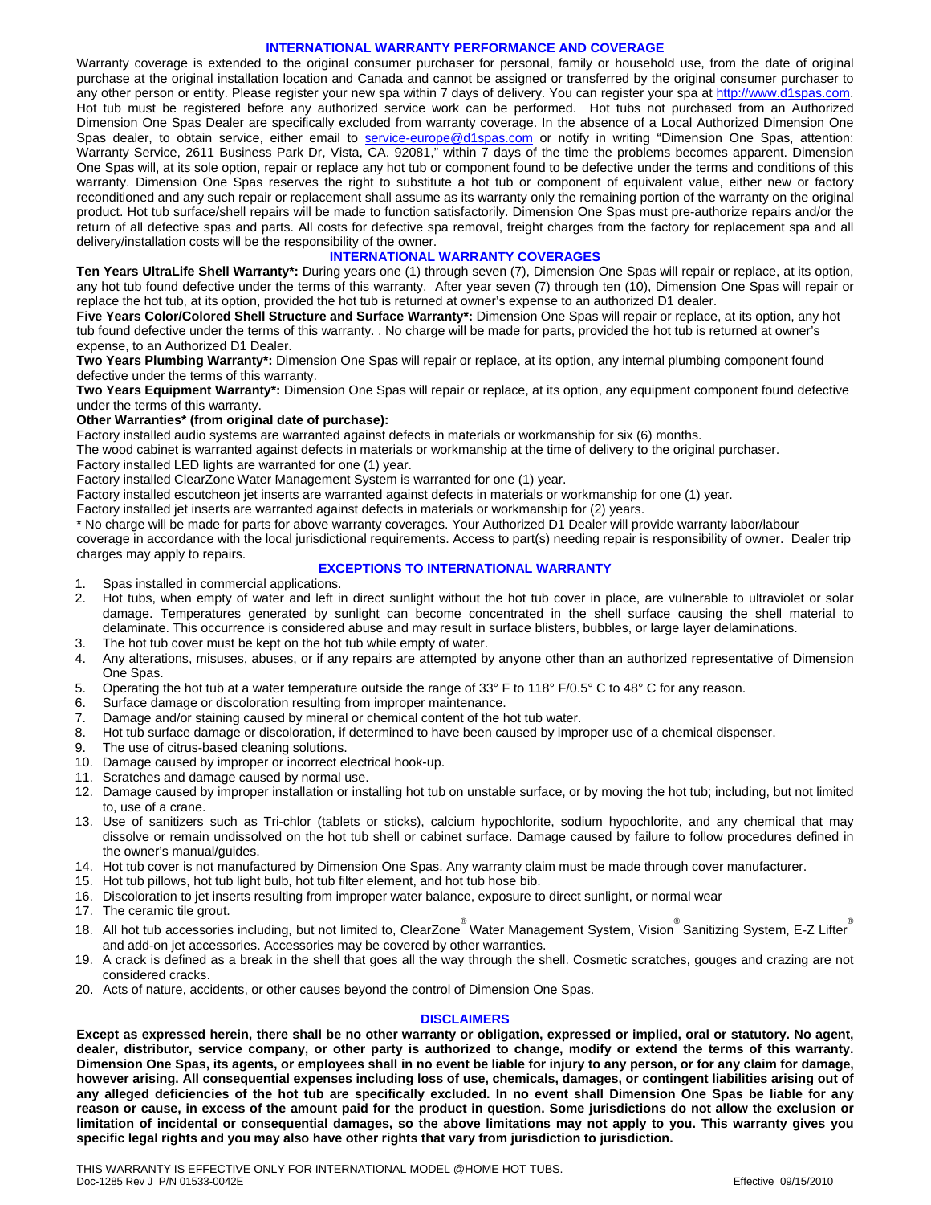## INTERNATIONAL WARRANTY PERFORMANCE AND COVERAGE

Warranty coverage is extended to the original consumer purchaser for personal, family or household use, from the date of original purchase at the original installation location and Canada and cannot be assigned or transferred by the original consumer purchaser to any other person or entity. Please register your new spa within 7 days of delivery. You can register your spa at http://www.d1spas.com. Hot tub must be registered before any authorized service work can be performed. Hot tubs not purchased from an Authorized Dimension One Spas Dealer are specifically excluded from warranty coverage. In the absence of a Local Authorized Dimension One Spas dealer, to obtain service, either email to service-europe@d1spas.com or notify in writing "Dimension One Spas, attention: Warranty Service, 2611 Business Park Dr, Vista, CA. 92081," within 7 days of the time the problems becomes apparent. Dimension One Spas will, at its sole option, repair or replace any hot tub or component found to be defective under the terms and conditions of this warranty. Dimension One Spas reserves the right to substitute a hot tub or component of equivalent value, either new or factory reconditioned and any such repair or replacement shall assume as its warranty only the remaining portion of the warranty on the original product. Hot tub surface/shell repairs will be made to function satisfactorily. Dimension One Spas must pre-authorize repairs and/or the return of all defective spas and parts. All costs for defective spa removal, freight charges from the factory for replacement spa and all delivery/installation costs will be the responsibility of the owner.

## INTERNATIONAL WARRANTY COVERAGES

**Ten Years UltraLife Shell Warranty*:** During years one (1) through seven (7), Dimension One Spas will repair or replace, at its option, any hot tub found defective under the terms of this warranty. After year seven (7) through ten (10), Dimension One Spas will repair or replace the hot tub, at its option, provided the hot tub is returned at owner's expense to an authorized D1 dealer.

**Five Years Color/Colored Shell Structure and Surface Warranty*:** Dimension One Spas will repair or replace, at its option, any hot tub found defective under the terms of this warranty. . No charge will be made for parts, provided the hot tub is returned at owner's expense, to an Authorized D1 Dealer.

**Two Years Plumbing Warranty*:** Dimension One Spas will repair or replace, at its option, any internal plumbing component found defective under the terms of this warranty.

**Two Years Equipment Warranty*:** Dimension One Spas will repair or replace, at its option, any equipment component found defective under the terms of this warranty.

**Other Warranties* (from original date of purchase):**

Factory installed audio systems are warranted against defects in materials or workmanship for six (6) months.

The wood cabinet is warranted against defects in materials or workmanship at the time of delivery to the original purchaser.

Factory installed LED lights are warranted for one (1) year.

Factory installed ClearZone Water Management System is warranted for one (1) year.

Factory installed escutcheon jet inserts are warranted against defects in materials or workmanship for one (1) year.

Factory installed jet inserts are warranted against defects in materials or workmanship for (2) years.

* No charge will be made for parts for above warranty coverages. Your Authorized D1 Dealer will provide warranty labor/labour coverage in accordance with the local jurisdictional requirements. Access to part(s) needing repair is responsibility of owner. Dealer trip charges may apply to repairs.

## EXCEPTIONS TO INTERNATIONAL WARRANTY

1. Spas installed in commercial applications.
2. Hot tubs, when empty of water and left in direct sunlight without the hot tub cover in place, are vulnerable to ultraviolet or solar damage. Temperatures generated by sunlight can become concentrated in the shell surface causing the shell material to delaminate. This occurrence is considered abuse and may result in surface blisters, bubbles, or large layer delaminations.
3. The hot tub cover must be kept on the hot tub while empty of water.
4. Any alterations, misuses, abuses, or if any repairs are attempted by anyone other than an authorized representative of Dimension One Spas.
5. Operating the hot tub at a water temperature outside the range of 33° F to 118° F/0.5° C to 48° C for any reason.
6. Surface damage or discoloration resulting from improper maintenance.
7. Damage and/or staining caused by mineral or chemical content of the hot tub water.
8. Hot tub surface damage or discoloration, if determined to have been caused by improper use of a chemical dispenser.
9. The use of citrus-based cleaning solutions.
10. Damage caused by improper or incorrect electrical hook-up.
11. Scratches and damage caused by normal use.
12. Damage caused by improper installation or installing hot tub on unstable surface, or by moving the hot tub; including, but not limited to, use of a crane.
13. Use of sanitizers such as Tri-chlor (tablets or sticks), calcium hypochlorite, sodium hypochlorite, and any chemical that may dissolve or remain undissolved on the hot tub shell or cabinet surface. Damage caused by failure to follow procedures defined in the owner's manual/guides.
14. Hot tub cover is not manufactured by Dimension One Spas. Any warranty claim must be made through cover manufacturer.
15. Hot tub pillows, hot tub light bulb, hot tub filter element, and hot tub hose bib.
16. Discoloration to jet inserts resulting from improper water balance, exposure to direct sunlight, or normal wear
17. The ceramic tile grout.
18. All hot tub accessories including, but not limited to, ClearZone® Water Management System, Vision® Sanitizing System, E-Z Lifter® and add-on jet accessories. Accessories may be covered by other warranties.
19. A crack is defined as a break in the shell that goes all the way through the shell. Cosmetic scratches, gouges and crazing are not considered cracks.
20. Acts of nature, accidents, or other causes beyond the control of Dimension One Spas.

## DISCLAIMERS

**Except as expressed herein, there shall be no other warranty or obligation, expressed or implied, oral or statutory. No agent, dealer, distributor, service company, or other party is authorized to change, modify or extend the terms of this warranty. Dimension One Spas, its agents, or employees shall in no event be liable for injury to any person, or for any claim for damage, however arising. All consequential expenses including loss of use, chemicals, damages, or contingent liabilities arising out of any alleged deficiencies of the hot tub are specifically excluded. In no event shall Dimension One Spas be liable for any reason or cause, in excess of the amount paid for the product in question. Some jurisdictions do not allow the exclusion or limitation of incidental or consequential damages, so the above limitations may not apply to you. This warranty gives you specific legal rights and you may also have other rights that vary from jurisdiction to jurisdiction.**

THIS WARRANTY IS EFFECTIVE ONLY FOR INTERNATIONAL MODEL @HOME HOT TUBS.
Doc-1285 Rev J P/N 01533-0042E Effective 09/15/2010